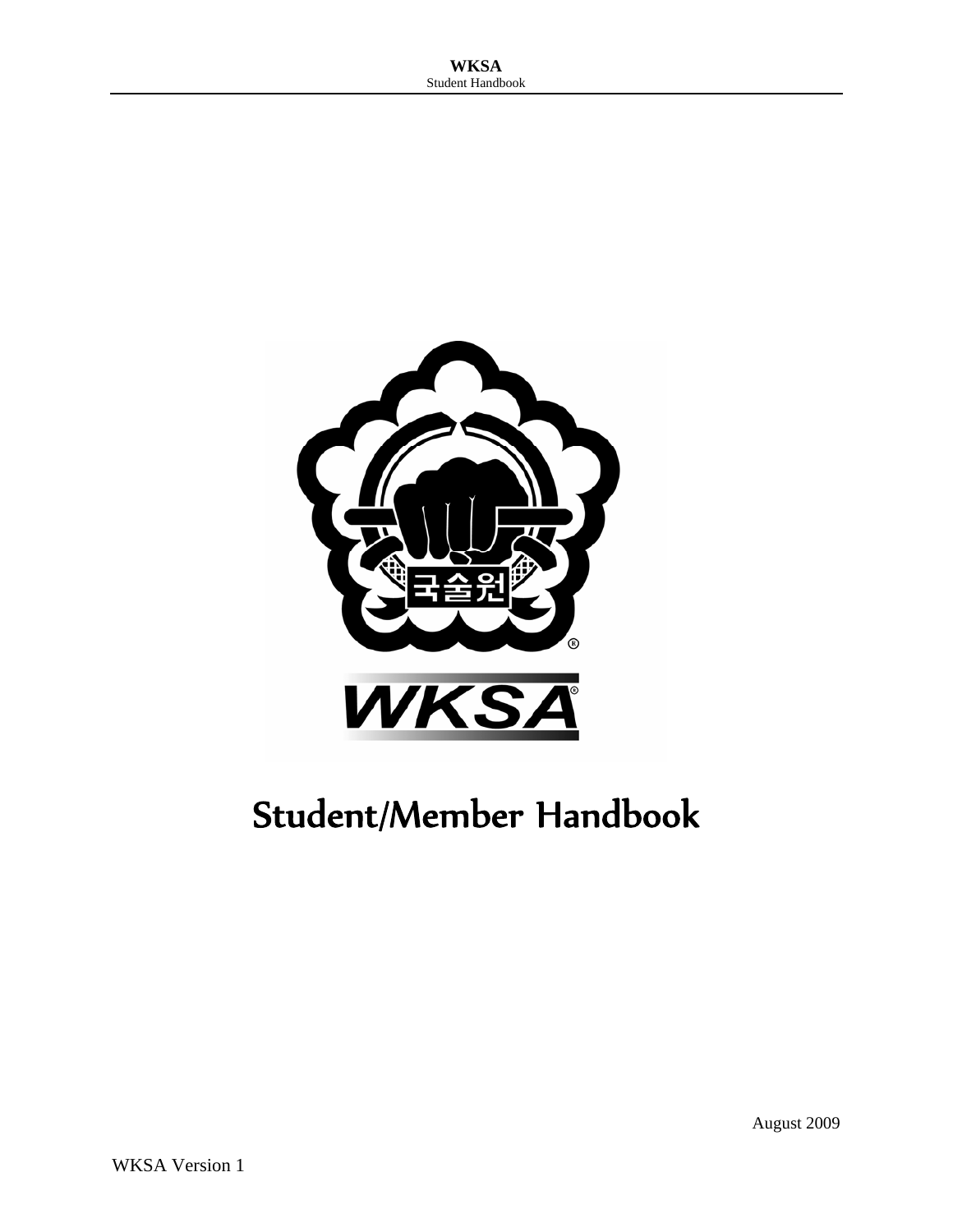# Student/Member Handbook

August 2009

WKSA Version 1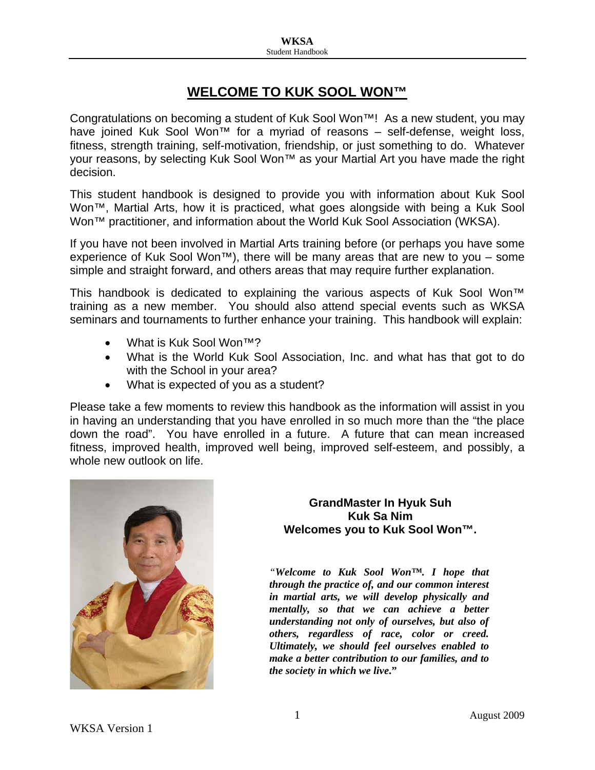# WELCOME TO KUK SOOL WON™

Congratulations on becoming a student of Kuk Sool Won™! As a new student, you may have joined Kuk Sool Won™ for a myriad of reasons – self-defense, weight loss, fitness, strength training, self-motivation, friendship, or just something to do. Whatever your reasons, by selecting Kuk Sool Won™ as your Martial Art you have made the right decision.

This student handbook is designed to provide you with information about Kuk Sool Won™, Martial Arts, how it is practiced, what goes alongside with being a Kuk Sool Won™ practitioner, and information about the World Kuk Sool Association (WKSA).

If you have not been involved in Martial Arts training before (or perhaps you have some experience of Kuk Sool Won™), there will be many areas that are new to you – some simple and straight forward, and others areas that may require further explanation.

This handbook is dedicated to explaining the various aspects of Kuk Sool Won™ training as a new member. You should also attend special events such as WKSA seminars and tournaments to further enhance your training. This handbook will explain:

- What is Kuk Sool Won™?
- What is the World Kuk Sool Association, Inc. and what has that got to do with the School in your area?
- What is expected of you as a student?

Please take a few moments to review this handbook as the information will assist in you in having an understanding that you have enrolled in so much more than the "the place down the road". You have enrolled in a future. A future that can mean increased fitness, improved health, improved well being, improved self-esteem, and possibly, a whole new outlook on life.

**GrandMaster In Hyuk Suh**
**Kuk Sa Nim**
**Welcomes you to Kuk Sool Won™.**

***"Welcome to Kuk Sool Won™. I hope that through the practice of, and our common interest in martial arts, we will develop physically and mentally, so that we can achieve a better understanding not only of ourselves, but also of others, regardless of race, color or creed. Ultimately, we should feel ourselves enabled to make a better contribution to our families, and to the society in which we live."***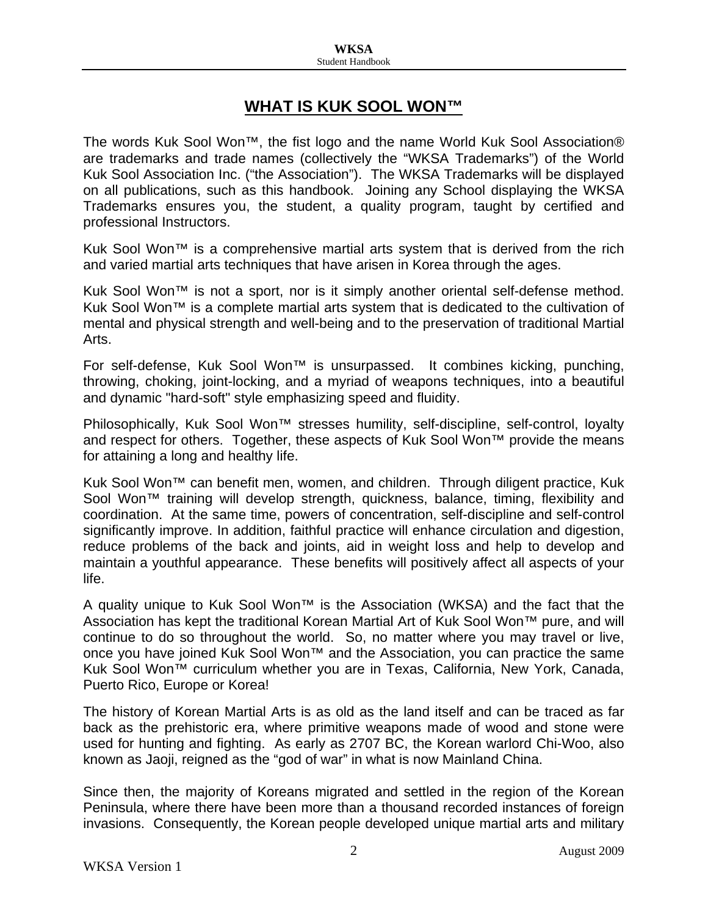# WHAT IS KUK SOOL WON™

The words Kuk Sool Won™, the fist logo and the name World Kuk Sool Association® are trademarks and trade names (collectively the "WKSA Trademarks") of the World Kuk Sool Association Inc. ("the Association"). The WKSA Trademarks will be displayed on all publications, such as this handbook. Joining any School displaying the WKSA Trademarks ensures you, the student, a quality program, taught by certified and professional Instructors.

Kuk Sool Won™ is a comprehensive martial arts system that is derived from the rich and varied martial arts techniques that have arisen in Korea through the ages.

Kuk Sool Won™ is not a sport, nor is it simply another oriental self-defense method. Kuk Sool Won™ is a complete martial arts system that is dedicated to the cultivation of mental and physical strength and well-being and to the preservation of traditional Martial Arts.

For self-defense, Kuk Sool Won™ is unsurpassed. It combines kicking, punching, throwing, choking, joint-locking, and a myriad of weapons techniques, into a beautiful and dynamic "hard-soft" style emphasizing speed and fluidity.

Philosophically, Kuk Sool Won™ stresses humility, self-discipline, self-control, loyalty and respect for others. Together, these aspects of Kuk Sool Won™ provide the means for attaining a long and healthy life.

Kuk Sool Won™ can benefit men, women, and children. Through diligent practice, Kuk Sool Won™ training will develop strength, quickness, balance, timing, flexibility and coordination. At the same time, powers of concentration, self-discipline and self-control significantly improve. In addition, faithful practice will enhance circulation and digestion, reduce problems of the back and joints, aid in weight loss and help to develop and maintain a youthful appearance. These benefits will positively affect all aspects of your life.

A quality unique to Kuk Sool Won™ is the Association (WKSA) and the fact that the Association has kept the traditional Korean Martial Art of Kuk Sool Won™ pure, and will continue to do so throughout the world. So, no matter where you may travel or live, once you have joined Kuk Sool Won™ and the Association, you can practice the same Kuk Sool Won™ curriculum whether you are in Texas, California, New York, Canada, Puerto Rico, Europe or Korea!

The history of Korean Martial Arts is as old as the land itself and can be traced as far back as the prehistoric era, where primitive weapons made of wood and stone were used for hunting and fighting. As early as 2707 BC, the Korean warlord Chi-Woo, also known as Jaoji, reigned as the "god of war" in what is now Mainland China.

Since then, the majority of Koreans migrated and settled in the region of the Korean Peninsula, where there have been more than a thousand recorded instances of foreign invasions. Consequently, the Korean people developed unique martial arts and military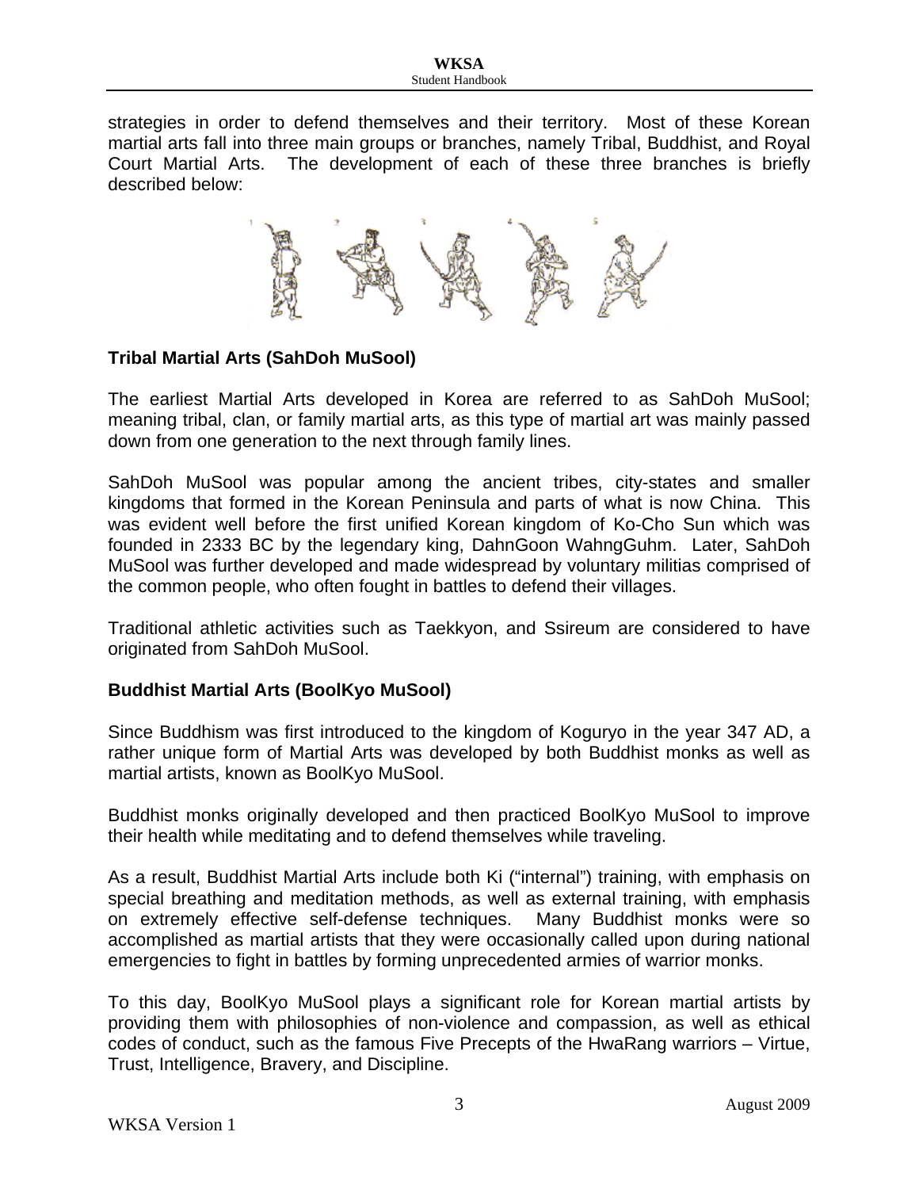strategies in order to defend themselves and their territory. Most of these Korean martial arts fall into three main groups or branches, namely Tribal, Buddhist, and Royal Court Martial Arts. The development of each of these three branches is briefly described below:

**Tribal Martial Arts (SahDoh MuSool)**

The earliest Martial Arts developed in Korea are referred to as SahDoh MuSool; meaning tribal, clan, or family martial arts, as this type of martial art was mainly passed down from one generation to the next through family lines.

SahDoh MuSool was popular among the ancient tribes, city-states and smaller kingdoms that formed in the Korean Peninsula and parts of what is now China. This was evident well before the first unified Korean kingdom of Ko-Cho Sun which was founded in 2333 BC by the legendary king, DahnGoon WahngGuhm. Later, SahDoh MuSool was further developed and made widespread by voluntary militias comprised of the common people, who often fought in battles to defend their villages.

Traditional athletic activities such as Taekkyon, and Ssireum are considered to have originated from SahDoh MuSool.

**Buddhist Martial Arts (BoolKyo MuSool)**

Since Buddhism was first introduced to the kingdom of Koguryo in the year 347 AD, a rather unique form of Martial Arts was developed by both Buddhist monks as well as martial artists, known as BoolKyo MuSool.

Buddhist monks originally developed and then practiced BoolKyo MuSool to improve their health while meditating and to defend themselves while traveling.

As a result, Buddhist Martial Arts include both Ki ("internal") training, with emphasis on special breathing and meditation methods, as well as external training, with emphasis on extremely effective self-defense techniques. Many Buddhist monks were so accomplished as martial artists that they were occasionally called upon during national emergencies to fight in battles by forming unprecedented armies of warrior monks.

To this day, BoolKyo MuSool plays a significant role for Korean martial artists by providing them with philosophies of non-violence and compassion, as well as ethical codes of conduct, such as the famous Five Precepts of the HwaRang warriors – Virtue, Trust, Intelligence, Bravery, and Discipline.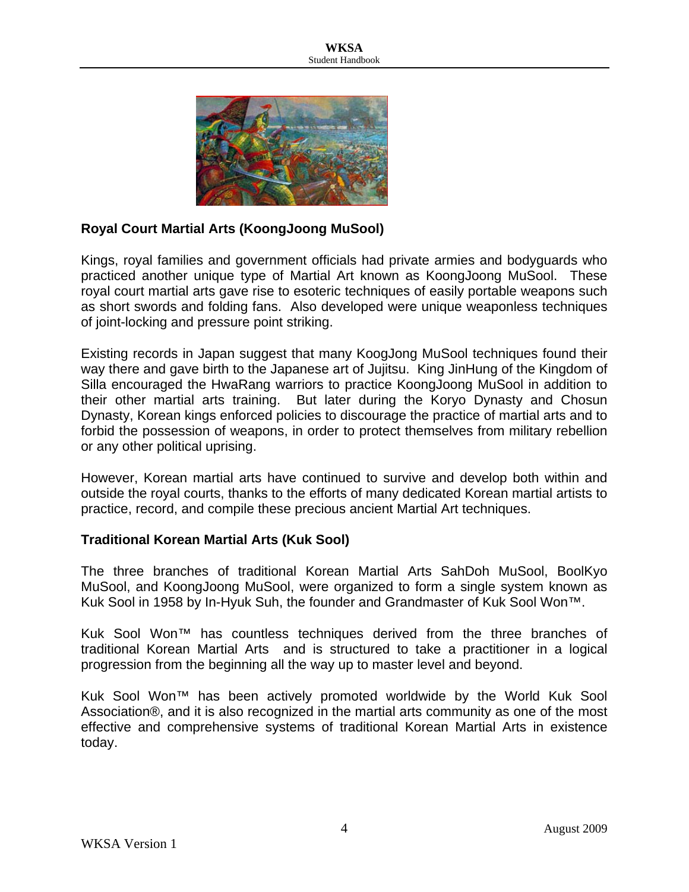### Royal Court Martial Arts (KoongJoong MuSool)

Kings, royal families and government officials had private armies and bodyguards who practiced another unique type of Martial Art known as KoongJoong MuSool. These royal court martial arts gave rise to esoteric techniques of easily portable weapons such as short swords and folding fans. Also developed were unique weaponless techniques of joint-locking and pressure point striking.

Existing records in Japan suggest that many KoogJong MuSool techniques found their way there and gave birth to the Japanese art of Jujitsu. King JinHung of the Kingdom of Silla encouraged the HwaRang warriors to practice KoongJoong MuSool in addition to their other martial arts training. But later during the Koryo Dynasty and Chosun Dynasty, Korean kings enforced policies to discourage the practice of martial arts and to forbid the possession of weapons, in order to protect themselves from military rebellion or any other political uprising.

However, Korean martial arts have continued to survive and develop both within and outside the royal courts, thanks to the efforts of many dedicated Korean martial artists to practice, record, and compile these precious ancient Martial Art techniques.

### Traditional Korean Martial Arts (Kuk Sool)

The three branches of traditional Korean Martial Arts SahDoh MuSool, BoolKyo MuSool, and KoongJoong MuSool, were organized to form a single system known as Kuk Sool in 1958 by In-Hyuk Suh, the founder and Grandmaster of Kuk Sool Won™.

Kuk Sool Won™ has countless techniques derived from the three branches of traditional Korean Martial Arts and is structured to take a practitioner in a logical progression from the beginning all the way up to master level and beyond.

Kuk Sool Won™ has been actively promoted worldwide by the World Kuk Sool Association®, and it is also recognized in the martial arts community as one of the most effective and comprehensive systems of traditional Korean Martial Arts in existence today.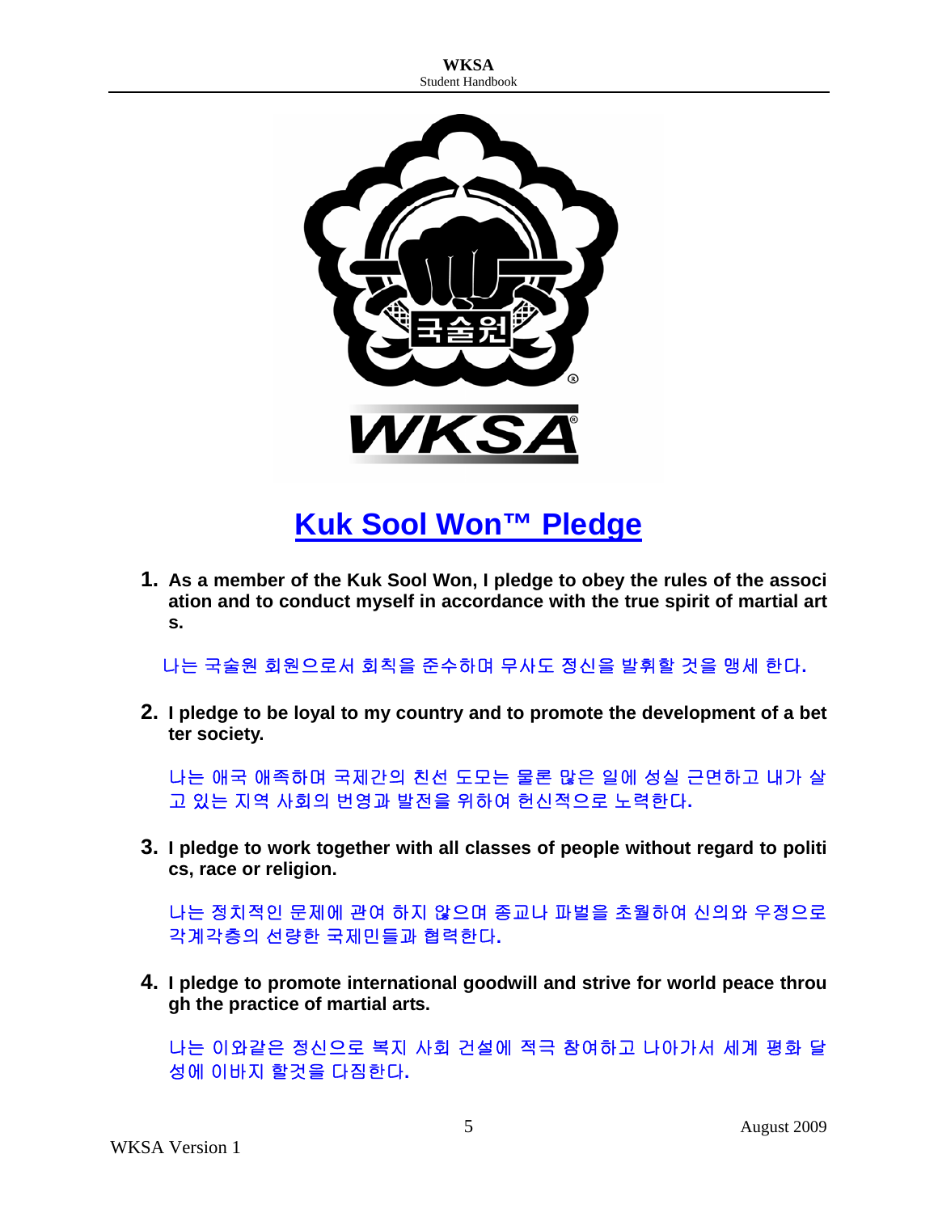# Kuk Sool Won™ Pledge

1. **As a member of the Kuk Sool Won, I pledge to obey the rules of the association and to conduct myself in accordance with the true spirit of martial arts.**

   나는 국술원 회원으로서 회칙을 준수하며 무사도 정신을 발휘할 것을 맹세 한다.

2. **I pledge to be loyal to my country and to promote the development of a better society.**

   나는 애국 애족하며 국제간의 친선 도모는 물론 많은 일에 성실 근면하고 내가 살고 있는 지역 사회의 번영과 발전을 위하여 헌신적으로 노력한다.

3. **I pledge to work together with all classes of people without regard to politics, race or religion.**

   나는 정치적인 문제에 관여 하지 않으며 종교나 파벌을 초월하여 신의와 우정으로 각계각층의 선량한 국제민들과 협력한다.

4. **I pledge to promote international goodwill and strive for world peace through the practice of martial arts.**

   나는 이와같은 정신으로 복지 사회 건설에 적극 참여하고 나아가서 세계 평화 달성에 이바지 할것을 다짐한다.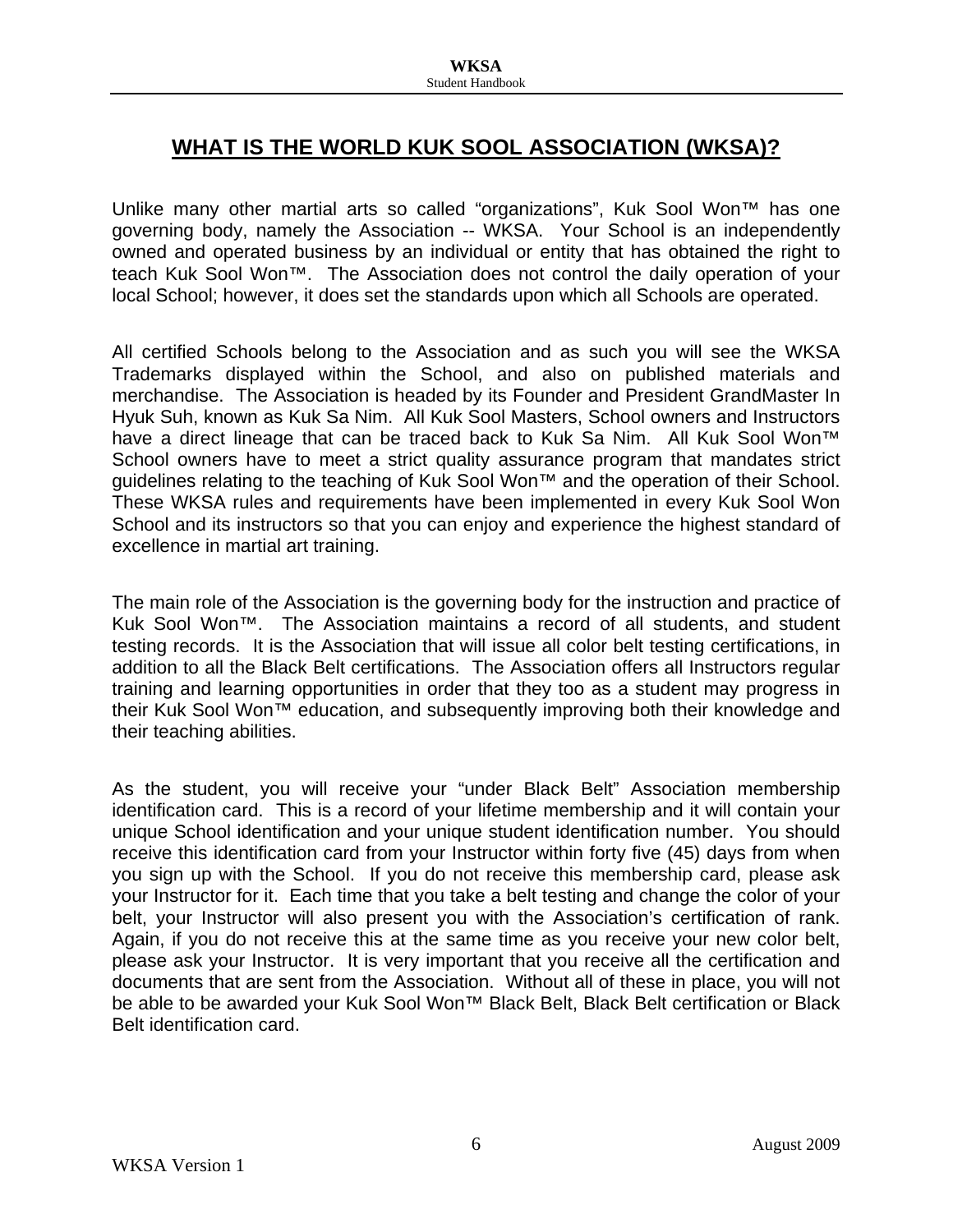## WHAT IS THE WORLD KUK SOOL ASSOCIATION (WKSA)?

Unlike many other martial arts so called "organizations", Kuk Sool Won™ has one governing body, namely the Association -- WKSA. Your School is an independently owned and operated business by an individual or entity that has obtained the right to teach Kuk Sool Won™. The Association does not control the daily operation of your local School; however, it does set the standards upon which all Schools are operated.

All certified Schools belong to the Association and as such you will see the WKSA Trademarks displayed within the School, and also on published materials and merchandise. The Association is headed by its Founder and President GrandMaster In Hyuk Suh, known as Kuk Sa Nim. All Kuk Sool Masters, School owners and Instructors have a direct lineage that can be traced back to Kuk Sa Nim. All Kuk Sool Won™ School owners have to meet a strict quality assurance program that mandates strict guidelines relating to the teaching of Kuk Sool Won™ and the operation of their School. These WKSA rules and requirements have been implemented in every Kuk Sool Won School and its instructors so that you can enjoy and experience the highest standard of excellence in martial art training.

The main role of the Association is the governing body for the instruction and practice of Kuk Sool Won™. The Association maintains a record of all students, and student testing records. It is the Association that will issue all color belt testing certifications, in addition to all the Black Belt certifications. The Association offers all Instructors regular training and learning opportunities in order that they too as a student may progress in their Kuk Sool Won™ education, and subsequently improving both their knowledge and their teaching abilities.

As the student, you will receive your "under Black Belt" Association membership identification card. This is a record of your lifetime membership and it will contain your unique School identification and your unique student identification number. You should receive this identification card from your Instructor within forty five (45) days from when you sign up with the School. If you do not receive this membership card, please ask your Instructor for it. Each time that you take a belt testing and change the color of your belt, your Instructor will also present you with the Association's certification of rank. Again, if you do not receive this at the same time as you receive your new color belt, please ask your Instructor. It is very important that you receive all the certification and documents that are sent from the Association. Without all of these in place, you will not be able to be awarded your Kuk Sool Won™ Black Belt, Black Belt certification or Black Belt identification card.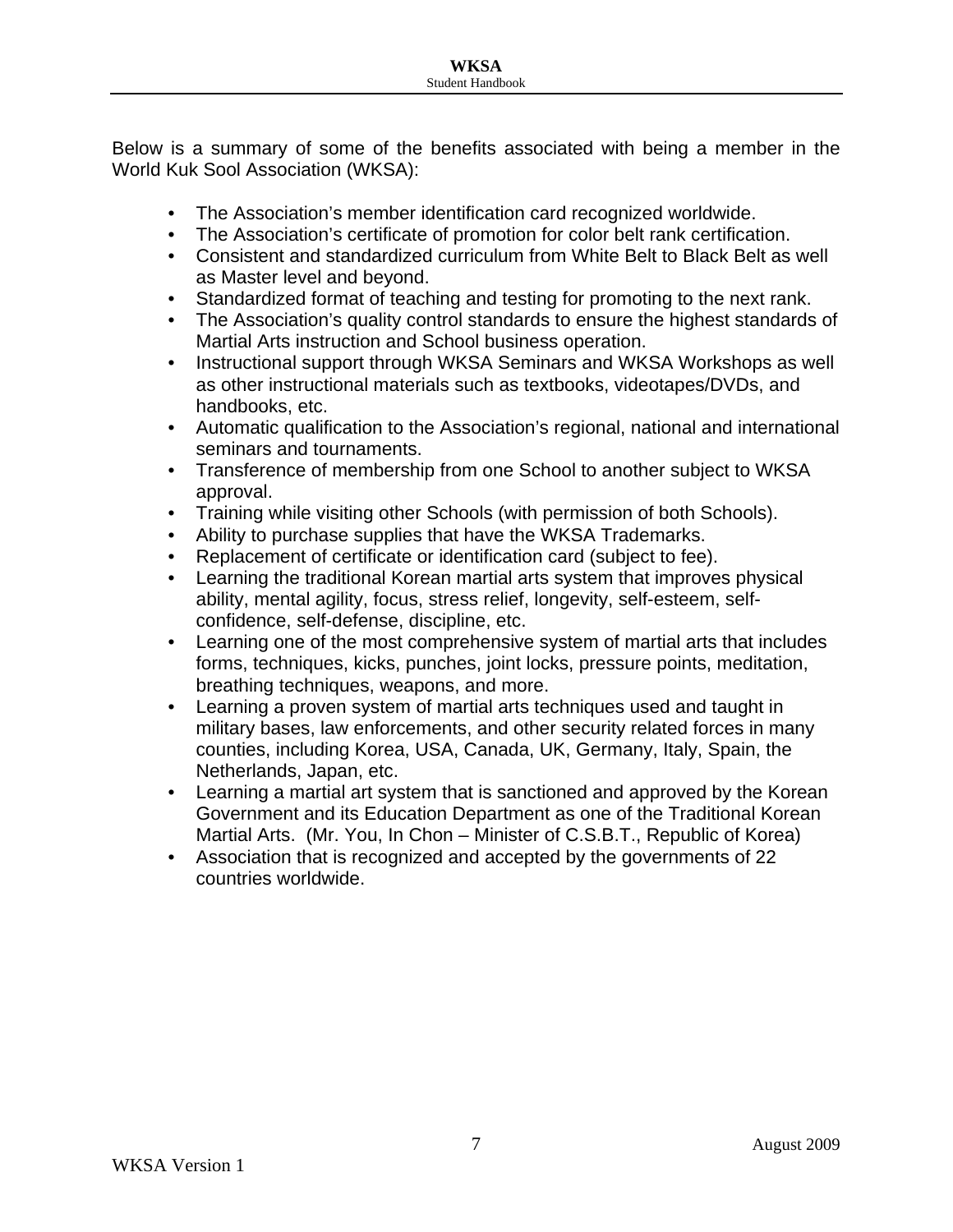Below is a summary of some of the benefits associated with being a member in the World Kuk Sool Association (WKSA):

- The Association's member identification card recognized worldwide.
- The Association's certificate of promotion for color belt rank certification.
- Consistent and standardized curriculum from White Belt to Black Belt as well as Master level and beyond.
- Standardized format of teaching and testing for promoting to the next rank.
- The Association's quality control standards to ensure the highest standards of Martial Arts instruction and School business operation.
- Instructional support through WKSA Seminars and WKSA Workshops as well as other instructional materials such as textbooks, videotapes/DVDs, and handbooks, etc.
- Automatic qualification to the Association's regional, national and international seminars and tournaments.
- Transference of membership from one School to another subject to WKSA approval.
- Training while visiting other Schools (with permission of both Schools).
- Ability to purchase supplies that have the WKSA Trademarks.
- Replacement of certificate or identification card (subject to fee).
- Learning the traditional Korean martial arts system that improves physical ability, mental agility, focus, stress relief, longevity, self-esteem, self-confidence, self-defense, discipline, etc.
- Learning one of the most comprehensive system of martial arts that includes forms, techniques, kicks, punches, joint locks, pressure points, meditation, breathing techniques, weapons, and more.
- Learning a proven system of martial arts techniques used and taught in military bases, law enforcements, and other security related forces in many counties, including Korea, USA, Canada, UK, Germany, Italy, Spain, the Netherlands, Japan, etc.
- Learning a martial art system that is sanctioned and approved by the Korean Government and its Education Department as one of the Traditional Korean Martial Arts. (Mr. You, In Chon – Minister of C.S.B.T., Republic of Korea)
- Association that is recognized and accepted by the governments of 22 countries worldwide.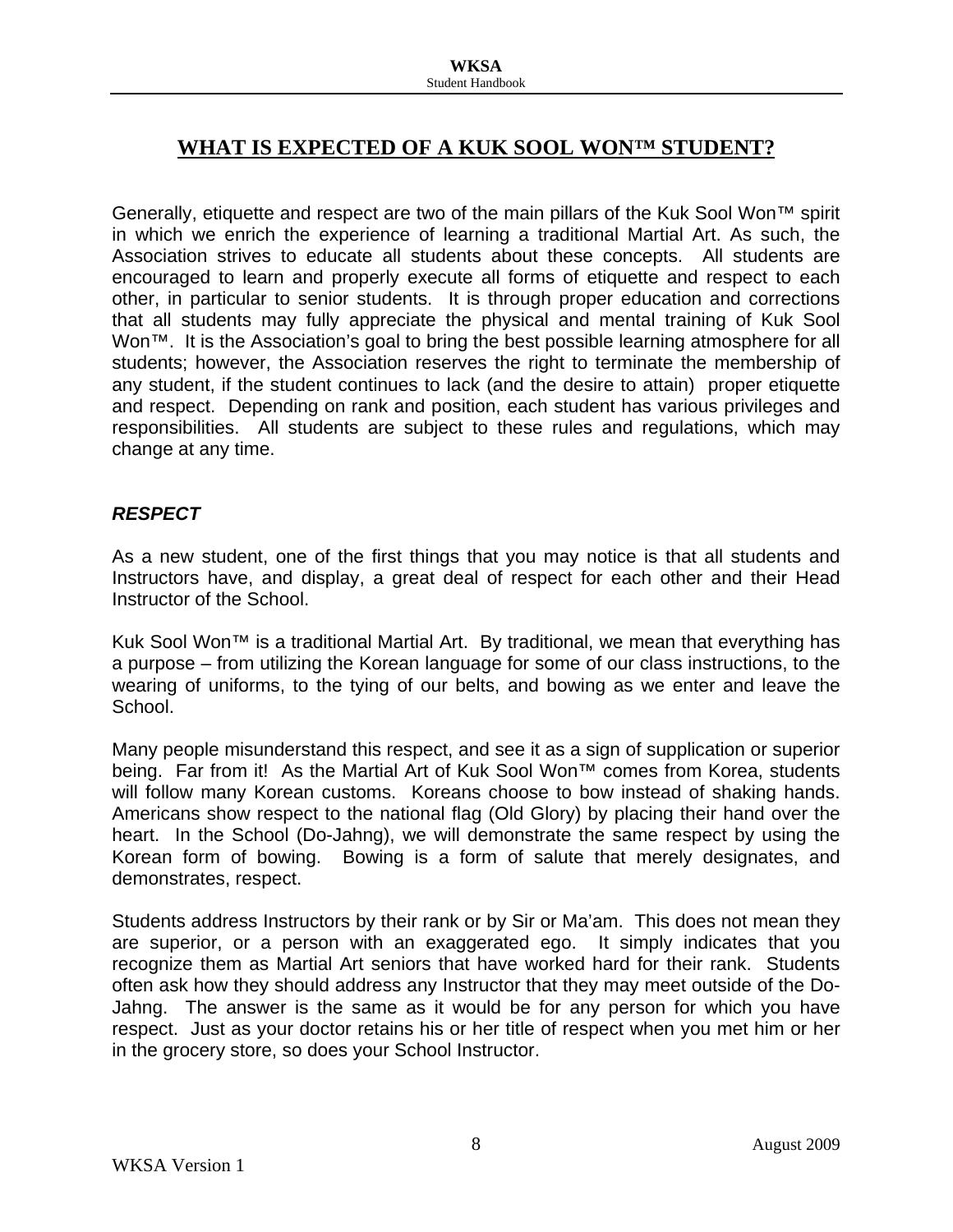## WHAT IS EXPECTED OF A KUK SOOL WON™ STUDENT?

Generally, etiquette and respect are two of the main pillars of the Kuk Sool Won™ spirit in which we enrich the experience of learning a traditional Martial Art. As such, the Association strives to educate all students about these concepts. All students are encouraged to learn and properly execute all forms of etiquette and respect to each other, in particular to senior students. It is through proper education and corrections that all students may fully appreciate the physical and mental training of Kuk Sool Won™. It is the Association's goal to bring the best possible learning atmosphere for all students; however, the Association reserves the right to terminate the membership of any student, if the student continues to lack (and the desire to attain) proper etiquette and respect. Depending on rank and position, each student has various privileges and responsibilities. All students are subject to these rules and regulations, which may change at any time.

### *RESPECT*

As a new student, one of the first things that you may notice is that all students and Instructors have, and display, a great deal of respect for each other and their Head Instructor of the School.

Kuk Sool Won™ is a traditional Martial Art. By traditional, we mean that everything has a purpose – from utilizing the Korean language for some of our class instructions, to the wearing of uniforms, to the tying of our belts, and bowing as we enter and leave the School.

Many people misunderstand this respect, and see it as a sign of supplication or superior being. Far from it! As the Martial Art of Kuk Sool Won™ comes from Korea, students will follow many Korean customs. Koreans choose to bow instead of shaking hands. Americans show respect to the national flag (Old Glory) by placing their hand over the heart. In the School (Do-Jahng), we will demonstrate the same respect by using the Korean form of bowing. Bowing is a form of salute that merely designates, and demonstrates, respect.

Students address Instructors by their rank or by Sir or Ma'am. This does not mean they are superior, or a person with an exaggerated ego. It simply indicates that you recognize them as Martial Art seniors that have worked hard for their rank. Students often ask how they should address any Instructor that they may meet outside of the Do-Jahng. The answer is the same as it would be for any person for which you have respect. Just as your doctor retains his or her title of respect when you met him or her in the grocery store, so does your School Instructor.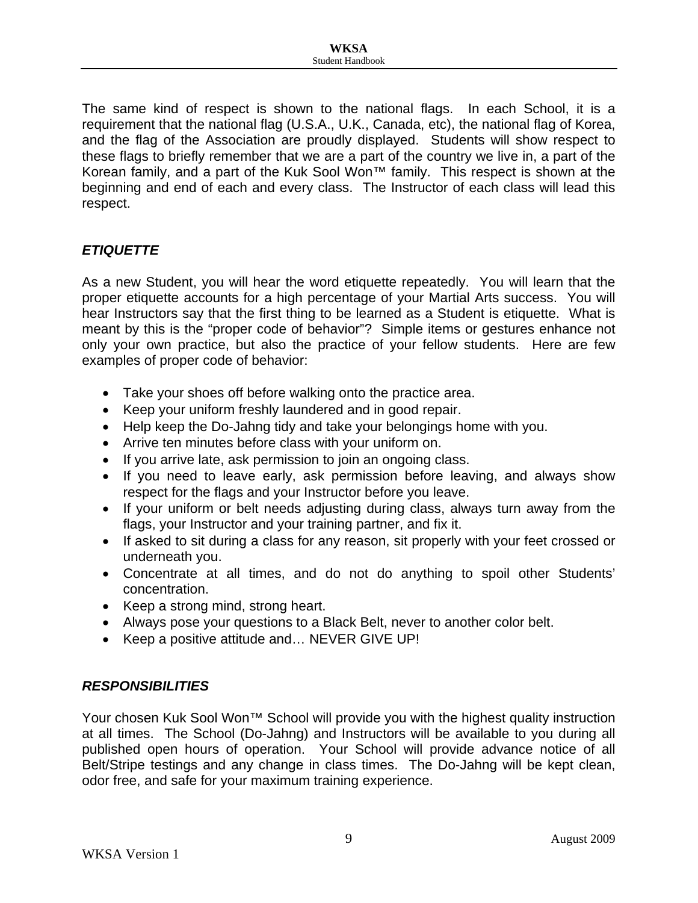The same kind of respect is shown to the national flags. In each School, it is a requirement that the national flag (U.S.A., U.K., Canada, etc), the national flag of Korea, and the flag of the Association are proudly displayed. Students will show respect to these flags to briefly remember that we are a part of the country we live in, a part of the Korean family, and a part of the Kuk Sool Won™ family. This respect is shown at the beginning and end of each and every class. The Instructor of each class will lead this respect.

### *ETIQUETTE*

As a new Student, you will hear the word etiquette repeatedly. You will learn that the proper etiquette accounts for a high percentage of your Martial Arts success. You will hear Instructors say that the first thing to be learned as a Student is etiquette. What is meant by this is the "proper code of behavior"? Simple items or gestures enhance not only your own practice, but also the practice of your fellow students. Here are few examples of proper code of behavior:

- Take your shoes off before walking onto the practice area.
- Keep your uniform freshly laundered and in good repair.
- Help keep the Do-Jahng tidy and take your belongings home with you.
- Arrive ten minutes before class with your uniform on.
- If you arrive late, ask permission to join an ongoing class.
- If you need to leave early, ask permission before leaving, and always show respect for the flags and your Instructor before you leave.
- If your uniform or belt needs adjusting during class, always turn away from the flags, your Instructor and your training partner, and fix it.
- If asked to sit during a class for any reason, sit properly with your feet crossed or underneath you.
- Concentrate at all times, and do not do anything to spoil other Students' concentration.
- Keep a strong mind, strong heart.
- Always pose your questions to a Black Belt, never to another color belt.
- Keep a positive attitude and… NEVER GIVE UP!

### *RESPONSIBILITIES*

Your chosen Kuk Sool Won™ School will provide you with the highest quality instruction at all times. The School (Do-Jahng) and Instructors will be available to you during all published open hours of operation. Your School will provide advance notice of all Belt/Stripe testings and any change in class times. The Do-Jahng will be kept clean, odor free, and safe for your maximum training experience.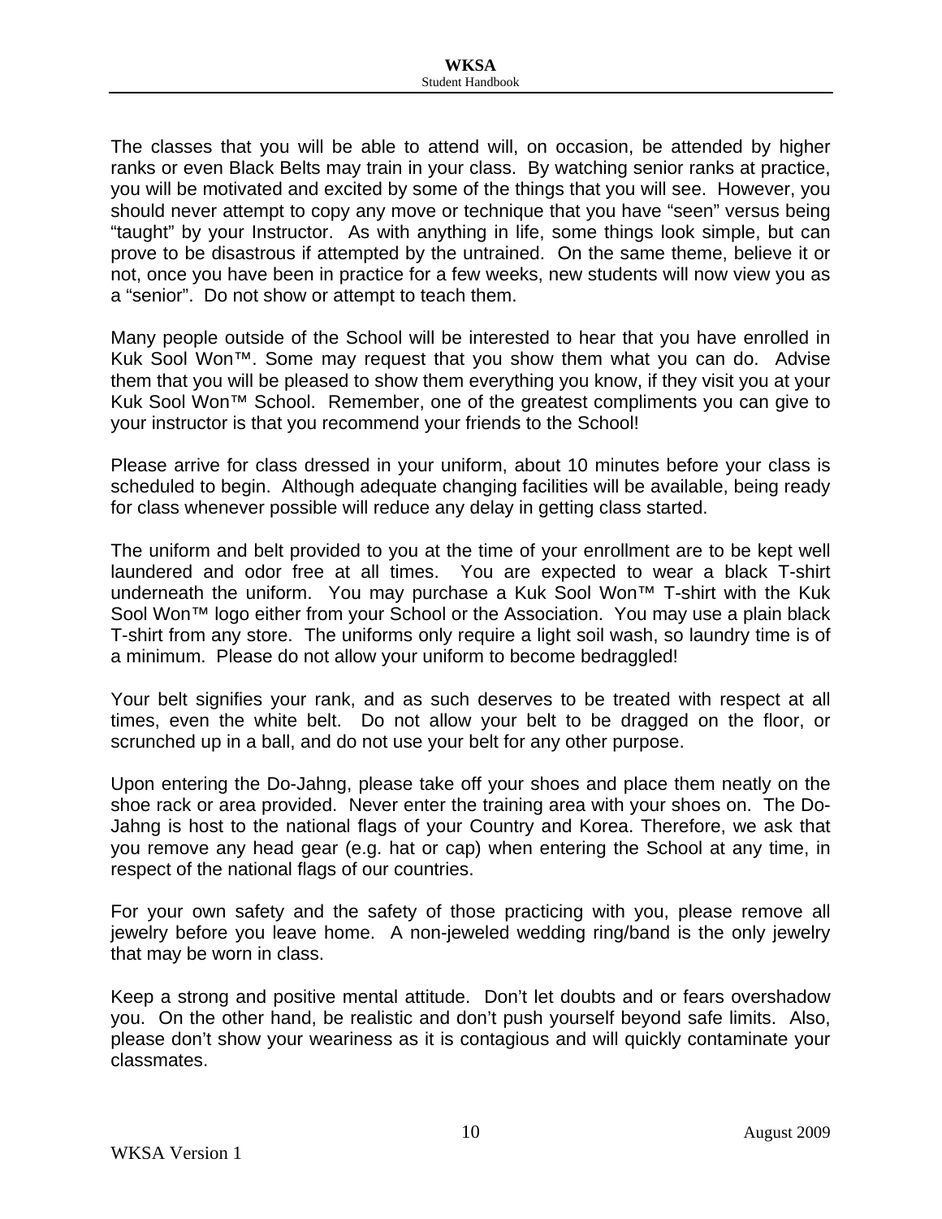The classes that you will be able to attend will, on occasion, be attended by higher ranks or even Black Belts may train in your class. By watching senior ranks at practice, you will be motivated and excited by some of the things that you will see. However, you should never attempt to copy any move or technique that you have "seen" versus being "taught" by your Instructor. As with anything in life, some things look simple, but can prove to be disastrous if attempted by the untrained. On the same theme, believe it or not, once you have been in practice for a few weeks, new students will now view you as a "senior". Do not show or attempt to teach them.

Many people outside of the School will be interested to hear that you have enrolled in Kuk Sool Won™. Some may request that you show them what you can do. Advise them that you will be pleased to show them everything you know, if they visit you at your Kuk Sool Won™ School. Remember, one of the greatest compliments you can give to your instructor is that you recommend your friends to the School!

Please arrive for class dressed in your uniform, about 10 minutes before your class is scheduled to begin. Although adequate changing facilities will be available, being ready for class whenever possible will reduce any delay in getting class started.

The uniform and belt provided to you at the time of your enrollment are to be kept well laundered and odor free at all times. You are expected to wear a black T-shirt underneath the uniform. You may purchase a Kuk Sool Won™ T-shirt with the Kuk Sool Won™ logo either from your School or the Association. You may use a plain black T-shirt from any store. The uniforms only require a light soil wash, so laundry time is of a minimum. Please do not allow your uniform to become bedraggled!

Your belt signifies your rank, and as such deserves to be treated with respect at all times, even the white belt. Do not allow your belt to be dragged on the floor, or scrunched up in a ball, and do not use your belt for any other purpose.

Upon entering the Do-Jahng, please take off your shoes and place them neatly on the shoe rack or area provided. Never enter the training area with your shoes on. The Do-Jahng is host to the national flags of your Country and Korea. Therefore, we ask that you remove any head gear (e.g. hat or cap) when entering the School at any time, in respect of the national flags of our countries.

For your own safety and the safety of those practicing with you, please remove all jewelry before you leave home. A non-jeweled wedding ring/band is the only jewelry that may be worn in class.

Keep a strong and positive mental attitude. Don't let doubts and or fears overshadow you. On the other hand, be realistic and don't push yourself beyond safe limits. Also, please don't show your weariness as it is contagious and will quickly contaminate your classmates.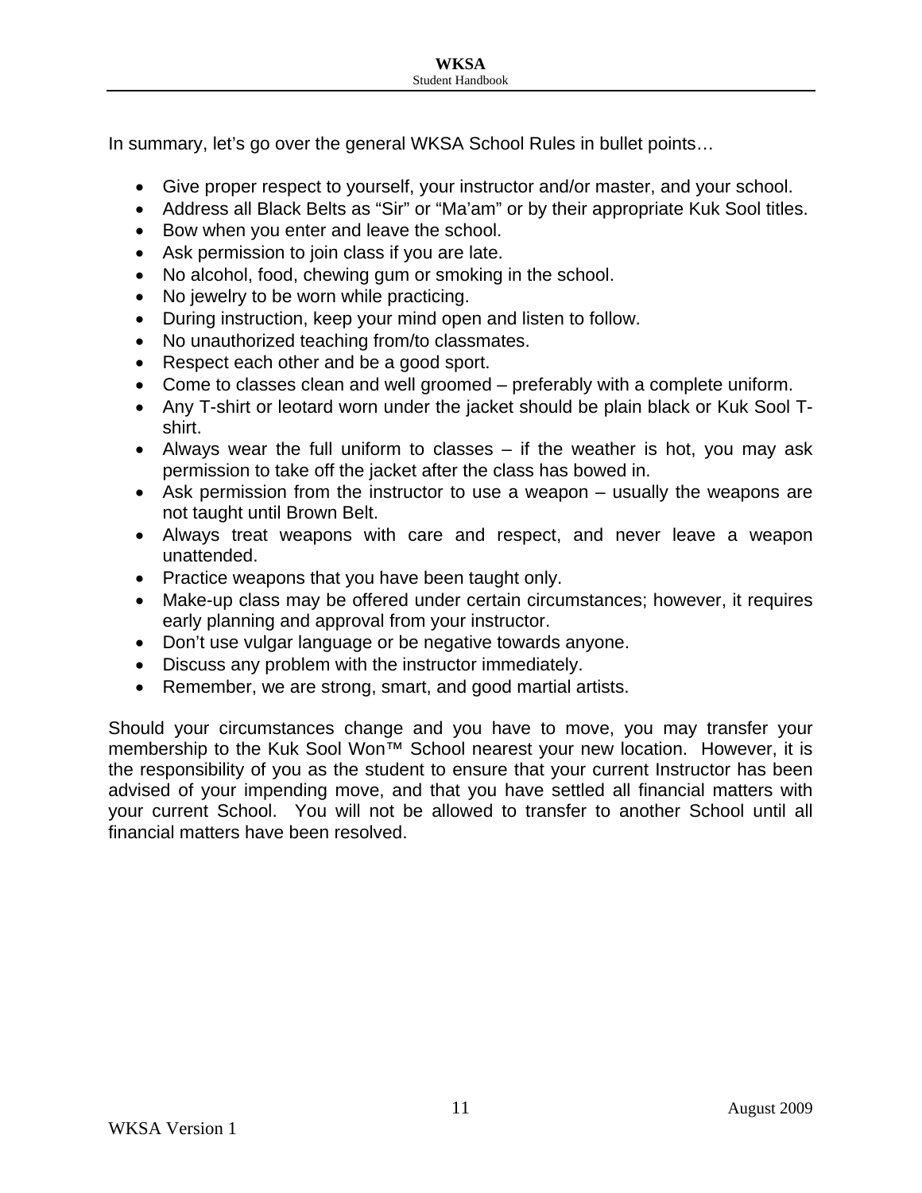In summary, let's go over the general WKSA School Rules in bullet points…

- Give proper respect to yourself, your instructor and/or master, and your school.
- Address all Black Belts as "Sir" or "Ma'am" or by their appropriate Kuk Sool titles.
- Bow when you enter and leave the school.
- Ask permission to join class if you are late.
- No alcohol, food, chewing gum or smoking in the school.
- No jewelry to be worn while practicing.
- During instruction, keep your mind open and listen to follow.
- No unauthorized teaching from/to classmates.
- Respect each other and be a good sport.
- Come to classes clean and well groomed – preferably with a complete uniform.
- Any T-shirt or leotard worn under the jacket should be plain black or Kuk Sool T-shirt.
- Always wear the full uniform to classes – if the weather is hot, you may ask permission to take off the jacket after the class has bowed in.
- Ask permission from the instructor to use a weapon – usually the weapons are not taught until Brown Belt.
- Always treat weapons with care and respect, and never leave a weapon unattended.
- Practice weapons that you have been taught only.
- Make-up class may be offered under certain circumstances; however, it requires early planning and approval from your instructor.
- Don't use vulgar language or be negative towards anyone.
- Discuss any problem with the instructor immediately.
- Remember, we are strong, smart, and good martial artists.

Should your circumstances change and you have to move, you may transfer your membership to the Kuk Sool Won™ School nearest your new location. However, it is the responsibility of you as the student to ensure that your current Instructor has been advised of your impending move, and that you have settled all financial matters with your current School. You will not be allowed to transfer to another School until all financial matters have been resolved.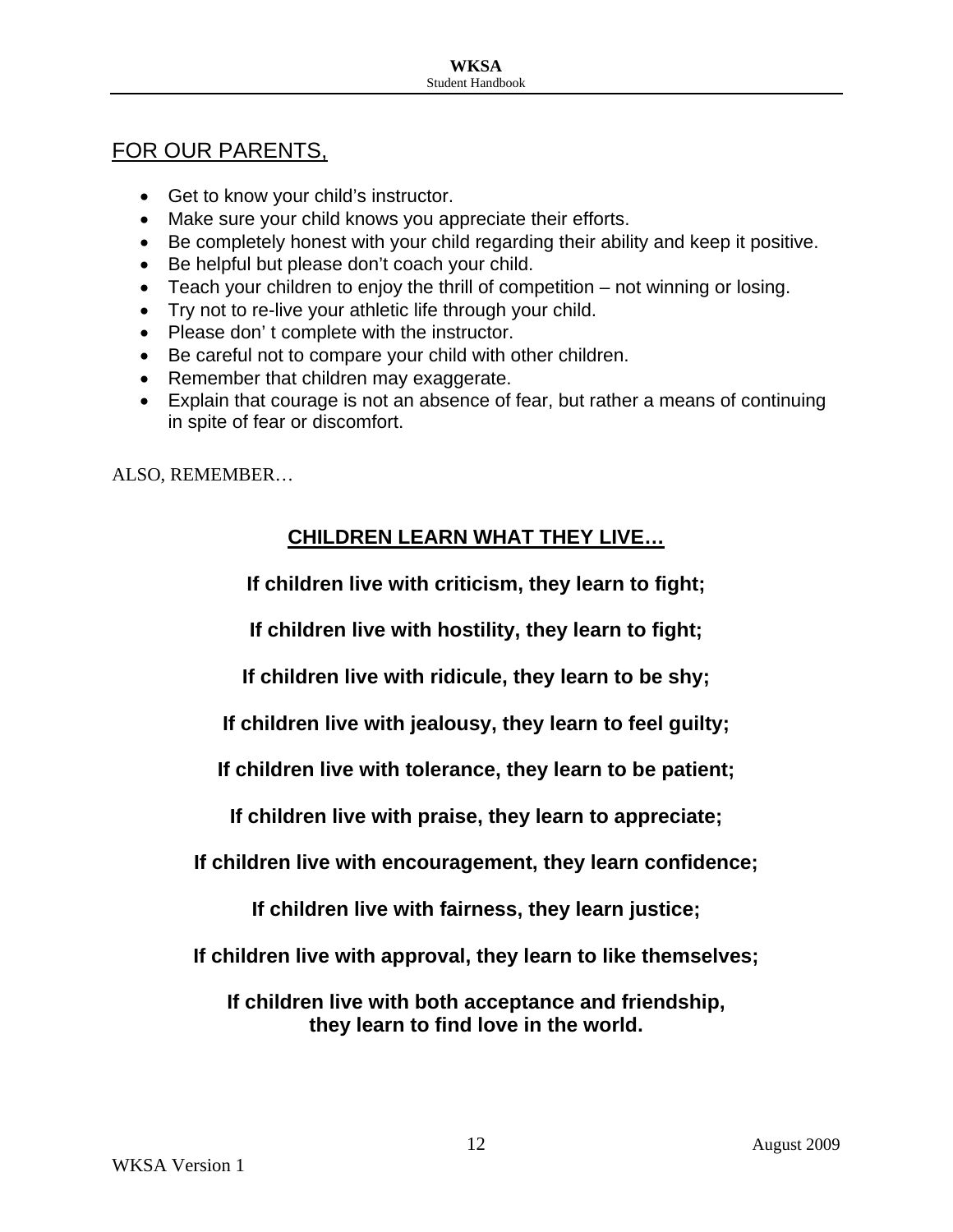## FOR OUR PARENTS,

- Get to know your child's instructor.
- Make sure your child knows you appreciate their efforts.
- Be completely honest with your child regarding their ability and keep it positive.
- Be helpful but please don't coach your child.
- Teach your children to enjoy the thrill of competition – not winning or losing.
- Try not to re-live your athletic life through your child.
- Please don' t complete with the instructor.
- Be careful not to compare your child with other children.
- Remember that children may exaggerate.
- Explain that courage is not an absence of fear, but rather a means of continuing in spite of fear or discomfort.

ALSO, REMEMBER…

**CHILDREN LEARN WHAT THEY LIVE…**

**If children live with criticism, they learn to fight;**

**If children live with hostility, they learn to fight;**

**If children live with ridicule, they learn to be shy;**

**If children live with jealousy, they learn to feel guilty;**

**If children live with tolerance, they learn to be patient;**

**If children live with praise, they learn to appreciate;**

**If children live with encouragement, they learn confidence;**

**If children live with fairness, they learn justice;**

**If children live with approval, they learn to like themselves;**

**If children live with both acceptance and friendship, they learn to find love in the world.**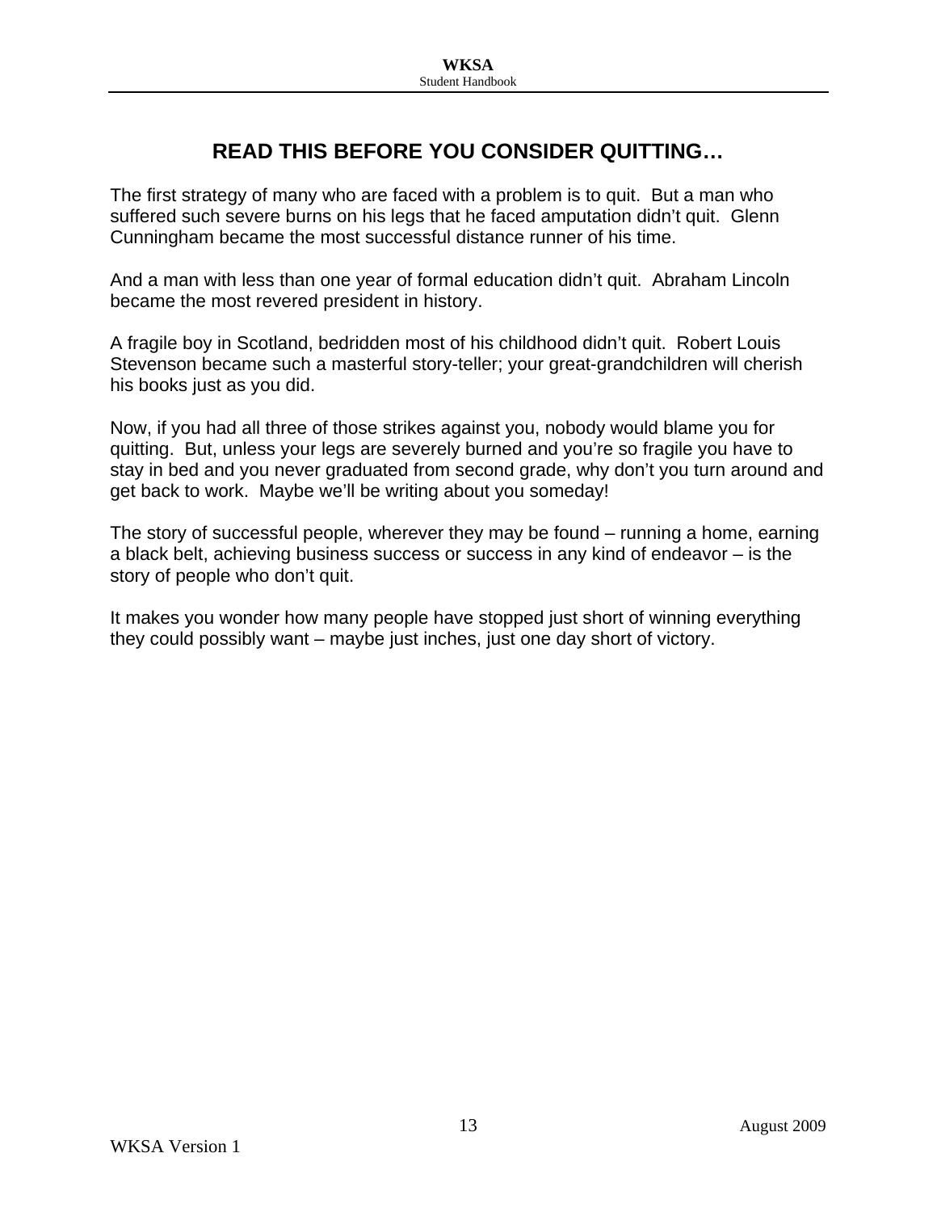# READ THIS BEFORE YOU CONSIDER QUITTING…

The first strategy of many who are faced with a problem is to quit. But a man who suffered such severe burns on his legs that he faced amputation didn't quit. Glenn Cunningham became the most successful distance runner of his time.

And a man with less than one year of formal education didn't quit. Abraham Lincoln became the most revered president in history.

A fragile boy in Scotland, bedridden most of his childhood didn't quit. Robert Louis Stevenson became such a masterful story-teller; your great-grandchildren will cherish his books just as you did.

Now, if you had all three of those strikes against you, nobody would blame you for quitting. But, unless your legs are severely burned and you're so fragile you have to stay in bed and you never graduated from second grade, why don't you turn around and get back to work. Maybe we'll be writing about you someday!

The story of successful people, wherever they may be found – running a home, earning a black belt, achieving business success or success in any kind of endeavor – is the story of people who don't quit.

It makes you wonder how many people have stopped just short of winning everything they could possibly want – maybe just inches, just one day short of victory.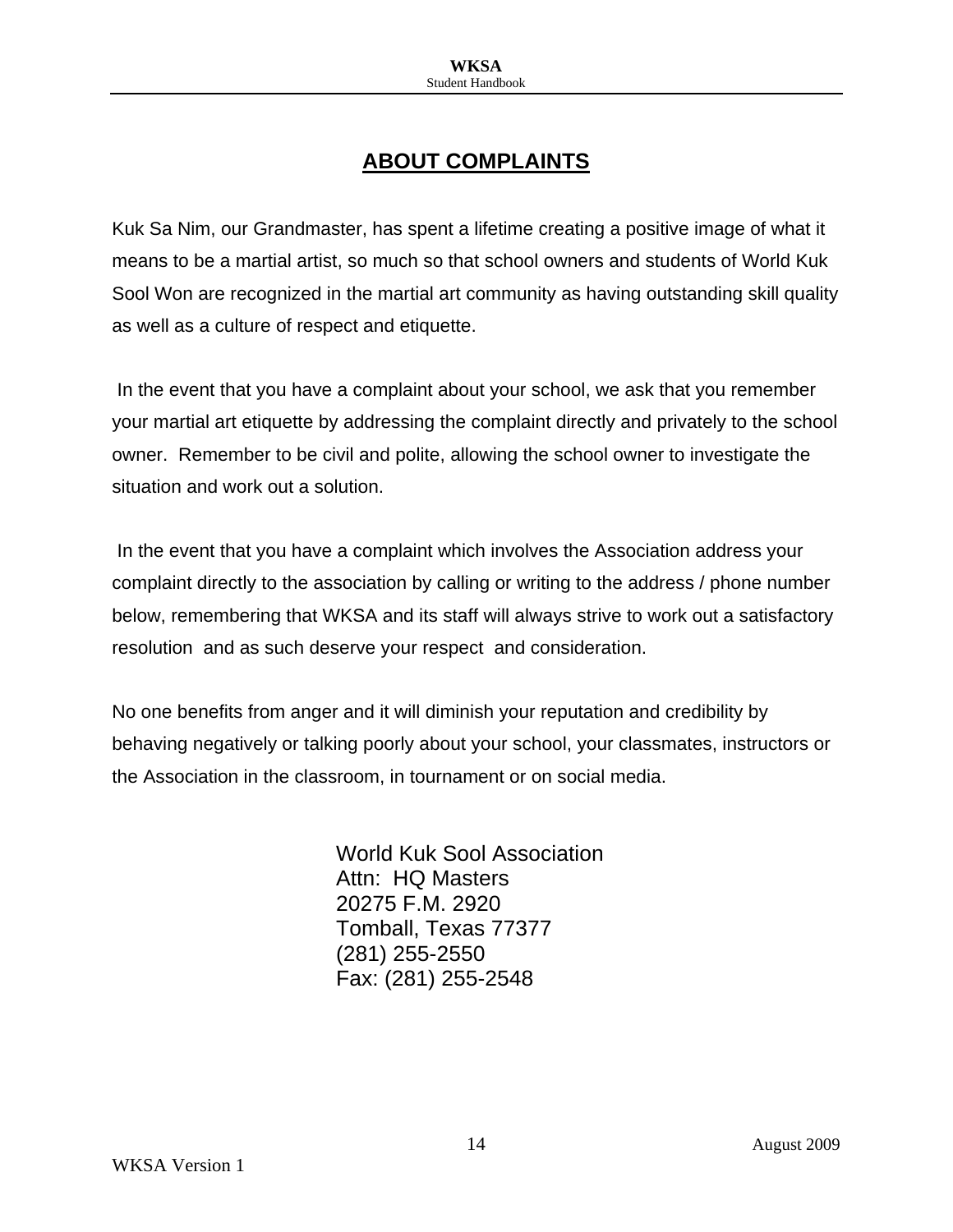## ABOUT COMPLAINTS

Kuk Sa Nim, our Grandmaster, has spent a lifetime creating a positive image of what it means to be a martial artist, so much so that school owners and students of World Kuk Sool Won are recognized in the martial art community as having outstanding skill quality as well as a culture of respect and etiquette.

In the event that you have a complaint about your school, we ask that you remember your martial art etiquette by addressing the complaint directly and privately to the school owner. Remember to be civil and polite, allowing the school owner to investigate the situation and work out a solution.

In the event that you have a complaint which involves the Association address your complaint directly to the association by calling or writing to the address / phone number below, remembering that WKSA and its staff will always strive to work out a satisfactory resolution and as such deserve your respect and consideration.

No one benefits from anger and it will diminish your reputation and credibility by behaving negatively or talking poorly about your school, your classmates, instructors or the Association in the classroom, in tournament or on social media.

World Kuk Sool Association
Attn: HQ Masters
20275 F.M. 2920
Tomball, Texas 77377
(281) 255-2550
Fax: (281) 255-2548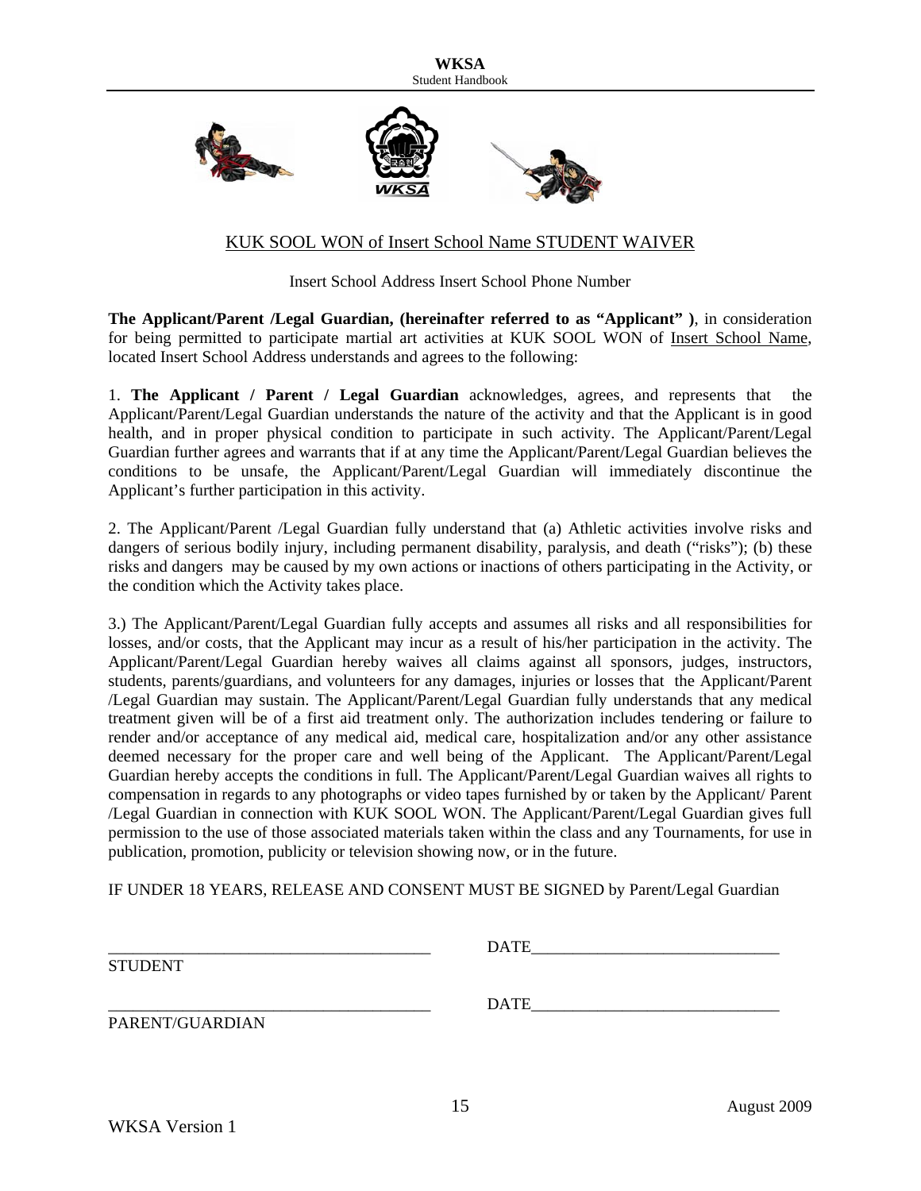## KUK SOOL WON of Insert School Name STUDENT WAIVER

Insert School Address Insert School Phone Number

**The Applicant/Parent /Legal Guardian, (hereinafter referred to as "Applicant" )**, in consideration for being permitted to participate martial art activities at KUK SOOL WON of Insert School Name, located Insert School Address understands and agrees to the following:

1. **The Applicant / Parent / Legal Guardian** acknowledges, agrees, and represents that the Applicant/Parent/Legal Guardian understands the nature of the activity and that the Applicant is in good health, and in proper physical condition to participate in such activity. The Applicant/Parent/Legal Guardian further agrees and warrants that if at any time the Applicant/Parent/Legal Guardian believes the conditions to be unsafe, the Applicant/Parent/Legal Guardian will immediately discontinue the Applicant's further participation in this activity.

2. The Applicant/Parent /Legal Guardian fully understand that (a) Athletic activities involve risks and dangers of serious bodily injury, including permanent disability, paralysis, and death ("risks"); (b) these risks and dangers may be caused by my own actions or inactions of others participating in the Activity, or the condition which the Activity takes place.

3.) The Applicant/Parent/Legal Guardian fully accepts and assumes all risks and all responsibilities for losses, and/or costs, that the Applicant may incur as a result of his/her participation in the activity. The Applicant/Parent/Legal Guardian hereby waives all claims against all sponsors, judges, instructors, students, parents/guardians, and volunteers for any damages, injuries or losses that the Applicant/Parent /Legal Guardian may sustain. The Applicant/Parent/Legal Guardian fully understands that any medical treatment given will be of a first aid treatment only. The authorization includes tendering or failure to render and/or acceptance of any medical aid, medical care, hospitalization and/or any other assistance deemed necessary for the proper care and well being of the Applicant. The Applicant/Parent/Legal Guardian hereby accepts the conditions in full. The Applicant/Parent/Legal Guardian waives all rights to compensation in regards to any photographs or video tapes furnished by or taken by the Applicant/ Parent /Legal Guardian in connection with KUK SOOL WON. The Applicant/Parent/Legal Guardian gives full permission to the use of those associated materials taken within the class and any Tournaments, for use in publication, promotion, publicity or television showing now, or in the future.

IF UNDER 18 YEARS, RELEASE AND CONSENT MUST BE SIGNED by Parent/Legal Guardian

_______________________________________ DATE______________________________

STUDENT

_______________________________________ DATE______________________________

PARENT/GUARDIAN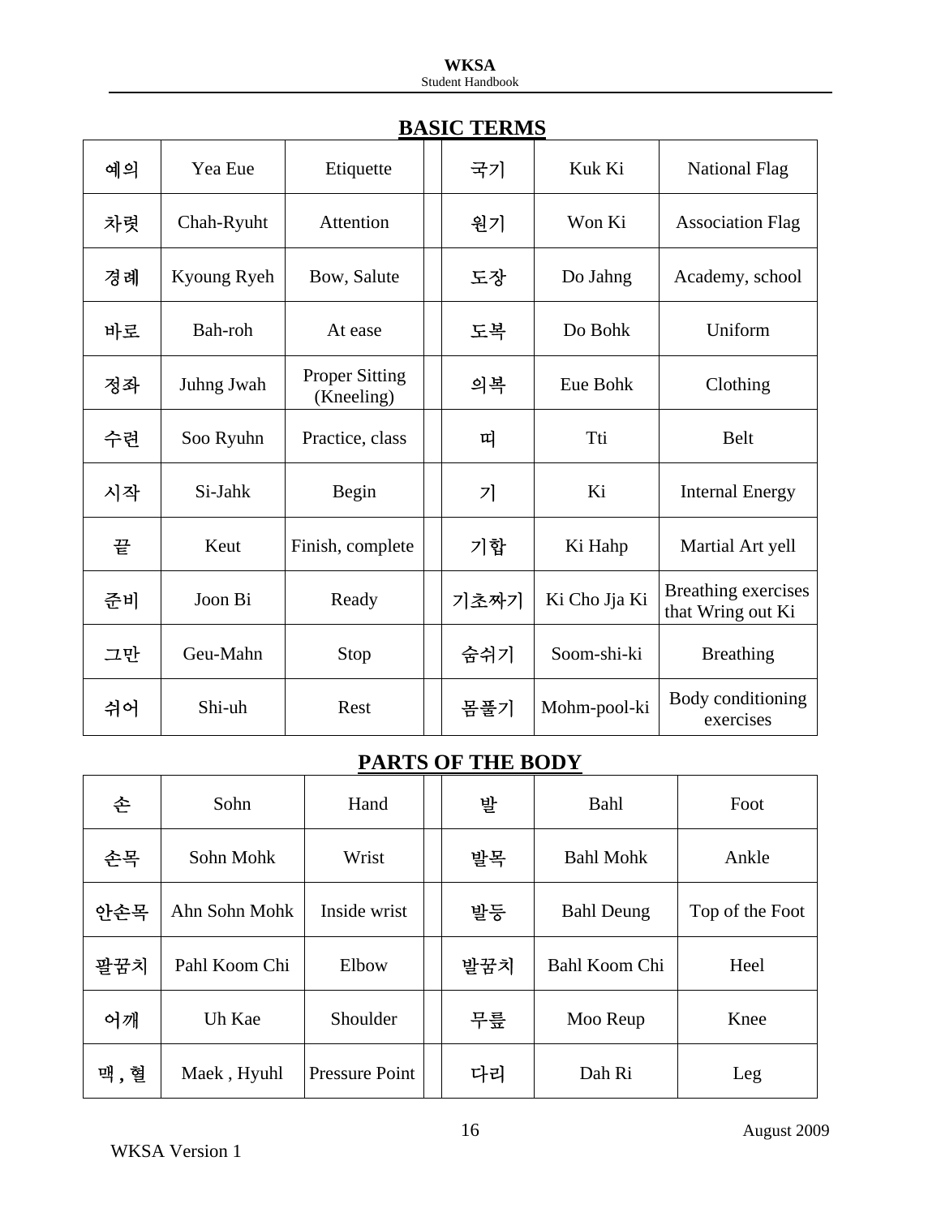## BASIC TERMS

| | | | | | | |
|---|---|---|---|---|---|---|
| 예의 | Yea Eue | Etiquette | | 국기 | Kuk Ki | National Flag |
| 차렷 | Chah-Ryuht | Attention | | 원기 | Won Ki | Association Flag |
| 경례 | Kyoung Ryeh | Bow, Salute | | 도장 | Do Jahng | Academy, school |
| 바로 | Bah-roh | At ease | | 도복 | Do Bohk | Uniform |
| 정좌 | Juhng Jwah | Proper Sitting (Kneeling) | | 의복 | Eue Bohk | Clothing |
| 수련 | Soo Ryuhn | Practice, class | | 띠 | Tti | Belt |
| 시작 | Si-Jahk | Begin | | 기 | Ki | Internal Energy |
| 끝 | Keut | Finish, complete | | 기합 | Ki Hahp | Martial Art yell |
| 준비 | Joon Bi | Ready | | 기초짜기 | Ki Cho Jja Ki | Breathing exercises that Wring out Ki |
| 그만 | Geu-Mahn | Stop | | 숨쉬기 | Soom-shi-ki | Breathing |
| 쉬어 | Shi-uh | Rest | | 몸풀기 | Mohm-pool-ki | Body conditioning exercises |

## PARTS OF THE BODY

| | | | | | | |
|---|---|---|---|---|---|---|
| 손 | Sohn | Hand | | 발 | Bahl | Foot |
| 손목 | Sohn Mohk | Wrist | | 발목 | Bahl Mohk | Ankle |
| 안손목 | Ahn Sohn Mohk | Inside wrist | | 발등 | Bahl Deung | Top of the Foot |
| 팔꿈치 | Pahl Koom Chi | Elbow | | 발꿈치 | Bahl Koom Chi | Heel |
| 어깨 | Uh Kae | Shoulder | | 무릎 | Moo Reup | Knee |
| 맥 , 혈 | Maek , Hyuhl | Pressure Point | | 다리 | Dah Ri | Leg |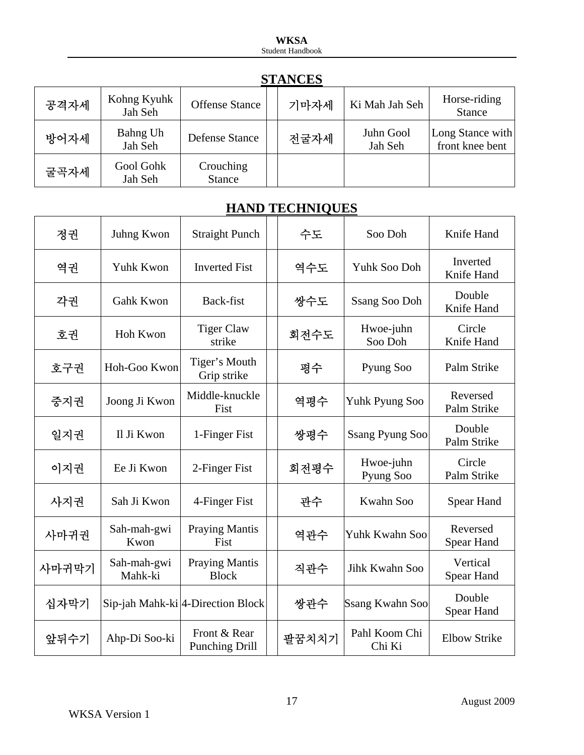## STANCES

| 공격자세 | Kohng Kyuhk Jah Seh | Offense Stance | | 기마자세 | Ki Mah Jah Seh | Horse-riding Stance |
|---|---|---|---|---|---|---|
| 방어자세 | Bahng Uh Jah Seh | Defense Stance | | 전굴자세 | Juhn Gool Jah Seh | Long Stance with front knee bent |
| 굴곡자세 | Gool Gohk Jah Seh | Crouching Stance | | | | |

## HAND TECHNIQUES

| 정권 | Juhng Kwon | Straight Punch | | 수도 | Soo Doh | Knife Hand |
|---|---|---|---|---|---|---|
| 역권 | Yuhk Kwon | Inverted Fist | | 역수도 | Yuhk Soo Doh | Inverted Knife Hand |
| 각권 | Gahk Kwon | Back-fist | | 쌍수도 | Ssang Soo Doh | Double Knife Hand |
| 호권 | Hoh Kwon | Tiger Claw strike | | 회전수도 | Hwoe-juhn Soo Doh | Circle Knife Hand |
| 호구권 | Hoh-Goo Kwon | Tiger's Mouth Grip strike | | 평수 | Pyung Soo | Palm Strike |
| 중지권 | Joong Ji Kwon | Middle-knuckle Fist | | 역평수 | Yuhk Pyung Soo | Reversed Palm Strike |
| 일지권 | Il Ji Kwon | 1-Finger Fist | | 쌍평수 | Ssang Pyung Soo | Double Palm Strike |
| 이지권 | Ee Ji Kwon | 2-Finger Fist | | 회전평수 | Hwoe-juhn Pyung Soo | Circle Palm Strike |
| 사지권 | Sah Ji Kwon | 4-Finger Fist | | 관수 | Kwahn Soo | Spear Hand |
| 사마귀권 | Sah-mah-gwi Kwon | Praying Mantis Fist | | 역관수 | Yuhk Kwahn Soo | Reversed Spear Hand |
| 사마귀막기 | Sah-mah-gwi Mahk-ki | Praying Mantis Block | | 직관수 | Jihk Kwahn Soo | Vertical Spear Hand |
| 십자막기 | Sip-jah Mahk-ki | 4-Direction Block | | 쌍관수 | Ssang Kwahn Soo | Double Spear Hand |
| 앞뒤수기 | Ahp-Di Soo-ki | Front & Rear Punching Drill | | 팔꿈치치기 | Pahl Koom Chi Chi Ki | Elbow Strike |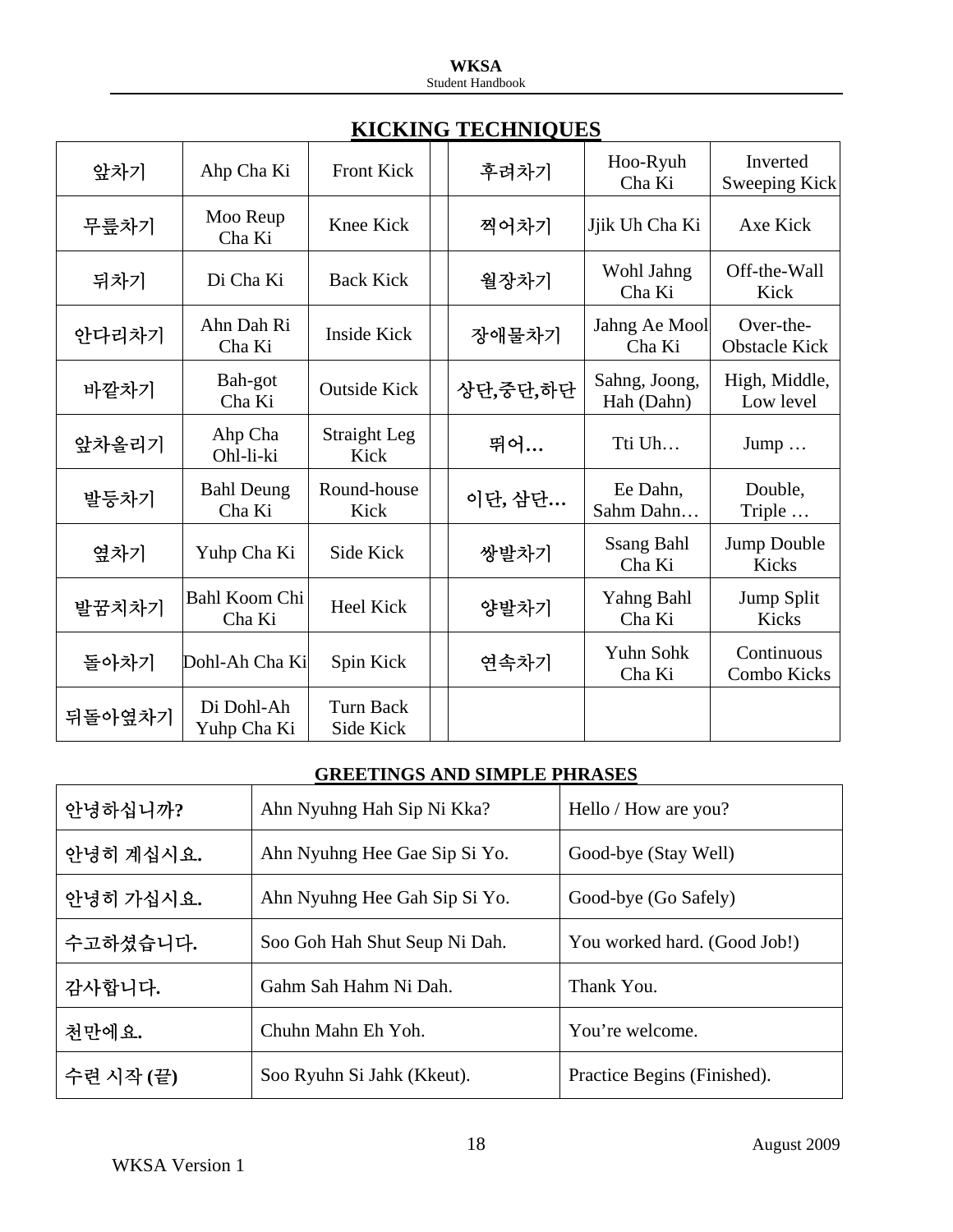## KICKING TECHNIQUES

| 앞차기 | Ahp Cha Ki | Front Kick | | 후려차기 | Hoo-Ryuh Cha Ki | Inverted Sweeping Kick |
|---|---|---|---|---|---|---|
| 무릎차기 | Moo Reup Cha Ki | Knee Kick | | 찍어차기 | Jjik Uh Cha Ki | Axe Kick |
| 뒤차기 | Di Cha Ki | Back Kick | | 월장차기 | Wohl Jahng Cha Ki | Off-the-Wall Kick |
| 안다리차기 | Ahn Dah Ri Cha Ki | Inside Kick | | 장애물차기 | Jahng Ae Mool Cha Ki | Over-the-Obstacle Kick |
| 바깥차기 | Bah-got Cha Ki | Outside Kick | | 상단,중단,하단 | Sahng, Joong, Hah (Dahn) | High, Middle, Low level |
| 앞차올리기 | Ahp Cha Ohl-li-ki | Straight Leg Kick | | 뛰어… | Tti Uh… | Jump … |
| 발등차기 | Bahl Deung Cha Ki | Round-house Kick | | 이단, 삼단… | Ee Dahn, Sahm Dahn… | Double, Triple … |
| 옆차기 | Yuhp Cha Ki | Side Kick | | 쌍발차기 | Ssang Bahl Cha Ki | Jump Double Kicks |
| 발꿈치차기 | Bahl Koom Chi Cha Ki | Heel Kick | | 양발차기 | Yahng Bahl Cha Ki | Jump Split Kicks |
| 돌아차기 | Dohl-Ah Cha Ki | Spin Kick | | 연속차기 | Yuhn Sohk Cha Ki | Continuous Combo Kicks |
| 뒤돌아옆차기 | Di Dohl-Ah Yuhp Cha Ki | Turn Back Side Kick | | | | |

### GREETINGS AND SIMPLE PHRASES

| 안녕하십니까? | Ahn Nyuhng Hah Sip Ni Kka? | Hello / How are you? |
|---|---|---|
| 안녕히 계십시요. | Ahn Nyuhng Hee Gae Sip Si Yo. | Good-bye (Stay Well) |
| 안녕히 가십시요. | Ahn Nyuhng Hee Gah Sip Si Yo. | Good-bye (Go Safely) |
| 수고하셨습니다. | Soo Goh Hah Shut Seup Ni Dah. | You worked hard. (Good Job!) |
| 감사합니다. | Gahm Sah Hahm Ni Dah. | Thank You. |
| 천만에요. | Chuhn Mahn Eh Yoh. | You're welcome. |
| 수련 시작 (끝) | Soo Ryuhn Si Jahk (Kkeut). | Practice Begins (Finished). |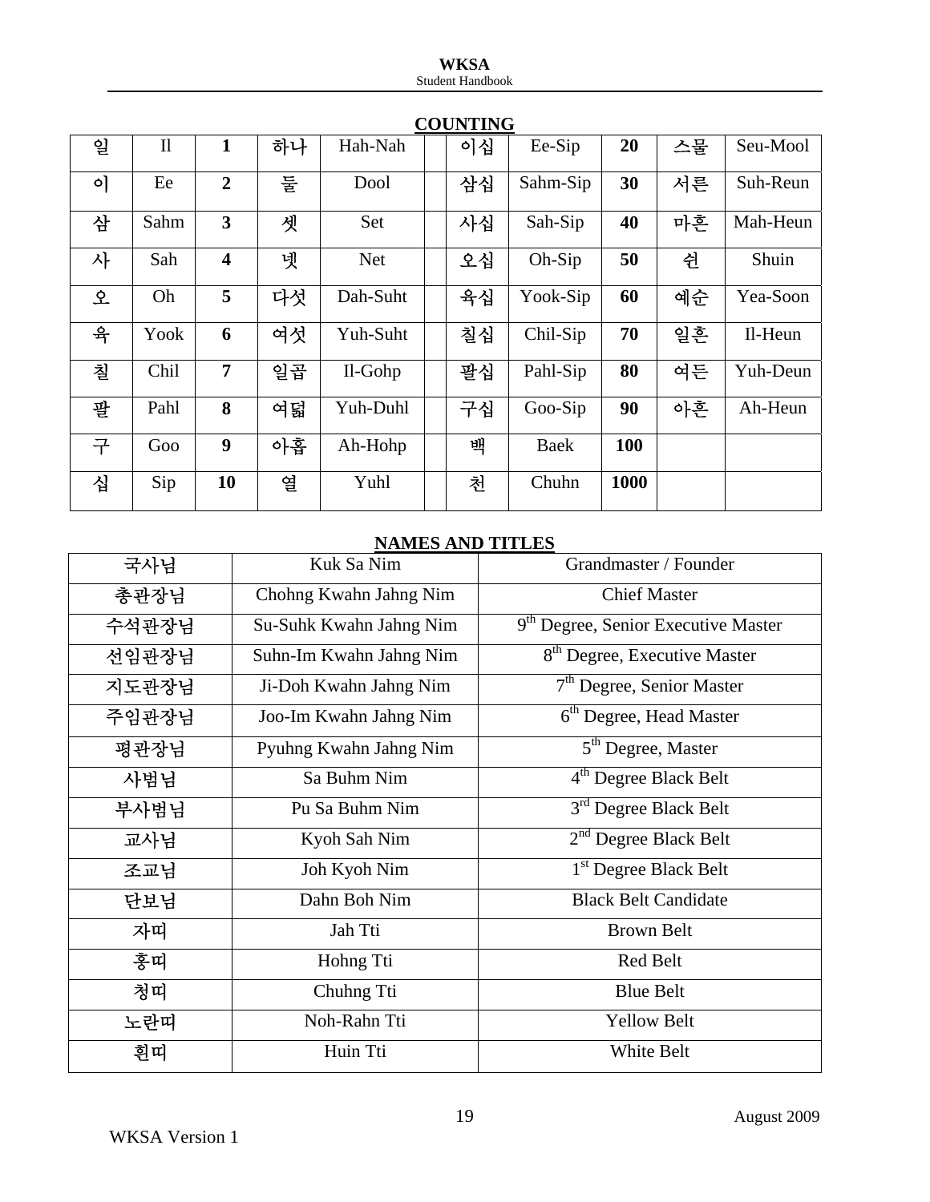## COUNTING

| | | | | | | | | | | |
|---|---|---|---|---|---|---|---|---|---|---|
| 일 | Il | **1** | 하나 | Hah-Nah | | 이십 | Ee-Sip | **20** | 스물 | Seu-Mool |
| 이 | Ee | **2** | 둘 | Dool | | 삼십 | Sahm-Sip | **30** | 서른 | Suh-Reun |
| 삼 | Sahm | **3** | 셋 | Set | | 사십 | Sah-Sip | **40** | 마흔 | Mah-Heun |
| 사 | Sah | **4** | 넷 | Net | | 오십 | Oh-Sip | **50** | 쉰 | Shuin |
| 오 | Oh | **5** | 다섯 | Dah-Suht | | 육십 | Yook-Sip | **60** | 예순 | Yea-Soon |
| 육 | Yook | **6** | 여섯 | Yuh-Suht | | 칠십 | Chil-Sip | **70** | 일흔 | Il-Heun |
| 칠 | Chil | **7** | 일곱 | Il-Gohp | | 팔십 | Pahl-Sip | **80** | 여든 | Yuh-Deun |
| 팔 | Pahl | **8** | 여덟 | Yuh-Duhl | | 구십 | Goo-Sip | **90** | 아흔 | Ah-Heun |
| 구 | Goo | **9** | 아홉 | Ah-Hohp | | 백 | Baek | **100** | | |
| 십 | Sip | **10** | 열 | Yuhl | | 천 | Chuhn | **1000** | | |

## NAMES AND TITLES

| | | |
|---|---|---|
| 국사님 | Kuk Sa Nim | Grandmaster / Founder |
| 총관장님 | Chohng Kwahn Jahng Nim | Chief Master |
| 수석관장님 | Su-Suhk Kwahn Jahng Nim | 9th Degree, Senior Executive Master |
| 선임관장님 | Suhn-Im Kwahn Jahng Nim | 8th Degree, Executive Master |
| 지도관장님 | Ji-Doh Kwahn Jahng Nim | 7th Degree, Senior Master |
| 주임관장님 | Joo-Im Kwahn Jahng Nim | 6th Degree, Head Master |
| 평관장님 | Pyuhng Kwahn Jahng Nim | 5th Degree, Master |
| 사범님 | Sa Buhm Nim | 4th Degree Black Belt |
| 부사범님 | Pu Sa Buhm Nim | 3rd Degree Black Belt |
| 교사님 | Kyoh Sah Nim | 2nd Degree Black Belt |
| 조교님 | Joh Kyoh Nim | 1st Degree Black Belt |
| 단보님 | Dahn Boh Nim | Black Belt Candidate |
| 자띠 | Jah Tti | Brown Belt |
| 홍띠 | Hohng Tti | Red Belt |
| 청띠 | Chuhng Tti | Blue Belt |
| 노란띠 | Noh-Rahn Tti | Yellow Belt |
| 흰띠 | Huin Tti | White Belt |